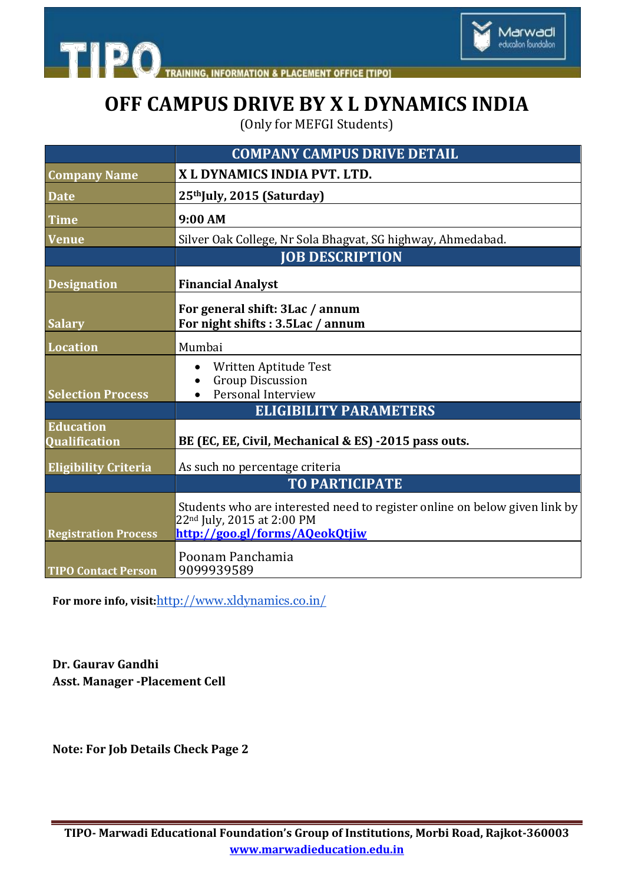# OFF CAMPUS DRIVE BY X L DYNAMICS INDIA

(Only for MEFGI Students)

| | COMPANY CAMPUS DRIVE DETAIL |
|---|---|
| **Company Name** | **X L DYNAMICS INDIA PVT. LTD.** |
| **Date** | **25th July, 2015 (Saturday)** |
| **Time** | **9:00 AM** |
| **Venue** | Silver Oak College, Nr Sola Bhagvat, SG highway, Ahmedabad. |
| | **JOB DESCRIPTION** |
| **Designation** | **Financial Analyst** |
| **Salary** | **For general shift: 3Lac / annum**<br>**For night shifts : 3.5Lac / annum** |
| **Location** | Mumbai |
| **Selection Process** | • Written Aptitude Test<br>• Group Discussion<br>• Personal Interview |
| | **ELIGIBILITY PARAMETERS** |
| **Education Qualification** | **BE (EC, EE, Civil, Mechanical & ES) -2015 pass outs.** |
| **Eligibility Criteria** | As such no percentage criteria |
| | **TO PARTICIPATE** |
| **Registration Process** | Students who are interested need to register online on below given link by 22nd July, 2015 at 2:00 PM<br>**http://goo.gl/forms/AQeokQtjiw** |
| **TIPO Contact Person** | Poonam Panchamia<br>9099939589 |

**For more info, visit:** http://www.xldynamics.co.in/

**Dr. Gaurav Gandhi**
**Asst. Manager -Placement Cell**

**Note: For Job Details Check Page 2**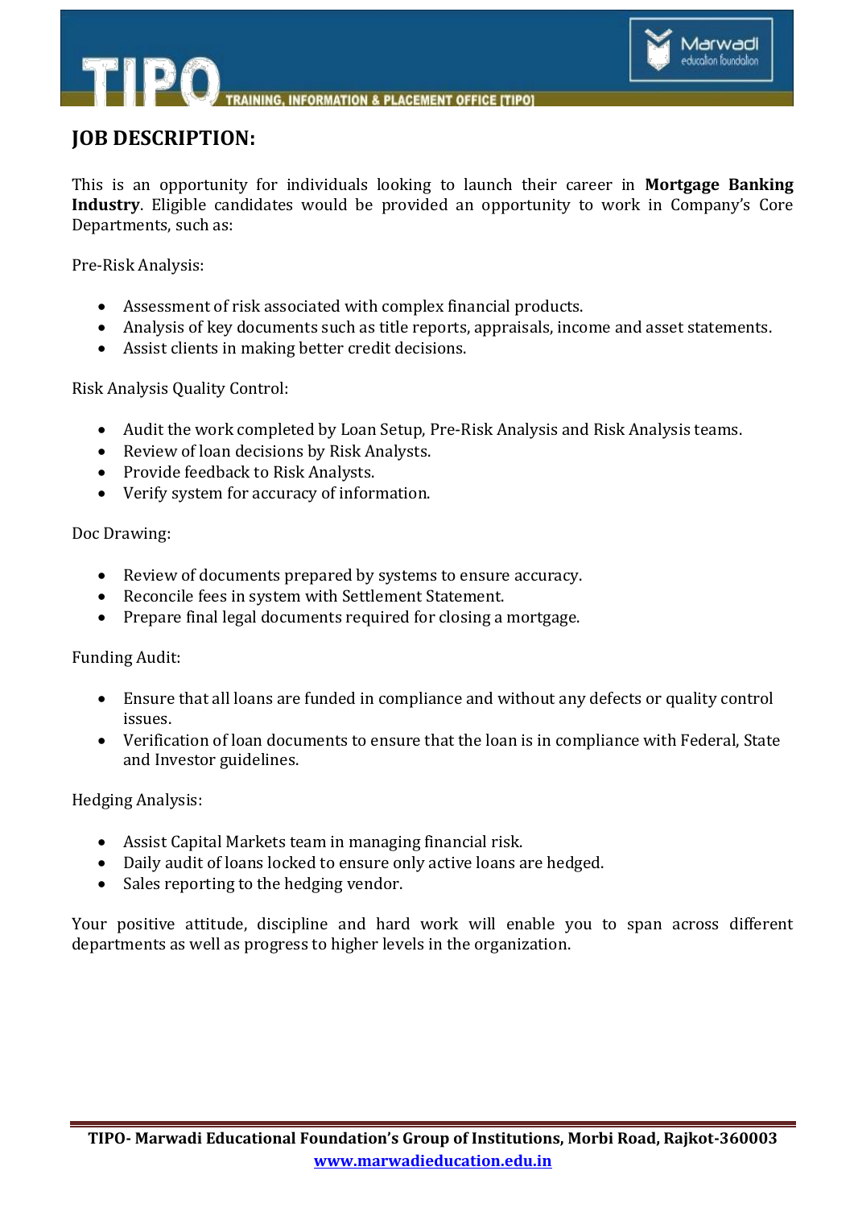# JOB DESCRIPTION:

This is an opportunity for individuals looking to launch their career in **Mortgage Banking Industry**. Eligible candidates would be provided an opportunity to work in Company's Core Departments, such as:

Pre-Risk Analysis:

- Assessment of risk associated with complex financial products.
- Analysis of key documents such as title reports, appraisals, income and asset statements.
- Assist clients in making better credit decisions.

Risk Analysis Quality Control:

- Audit the work completed by Loan Setup, Pre-Risk Analysis and Risk Analysis teams.
- Review of loan decisions by Risk Analysts.
- Provide feedback to Risk Analysts.
- Verify system for accuracy of information.

Doc Drawing:

- Review of documents prepared by systems to ensure accuracy.
- Reconcile fees in system with Settlement Statement.
- Prepare final legal documents required for closing a mortgage.

Funding Audit:

- Ensure that all loans are funded in compliance and without any defects or quality control issues.
- Verification of loan documents to ensure that the loan is in compliance with Federal, State and Investor guidelines.

Hedging Analysis:

- Assist Capital Markets team in managing financial risk.
- Daily audit of loans locked to ensure only active loans are hedged.
- Sales reporting to the hedging vendor.

Your positive attitude, discipline and hard work will enable you to span across different departments as well as progress to higher levels in the organization.